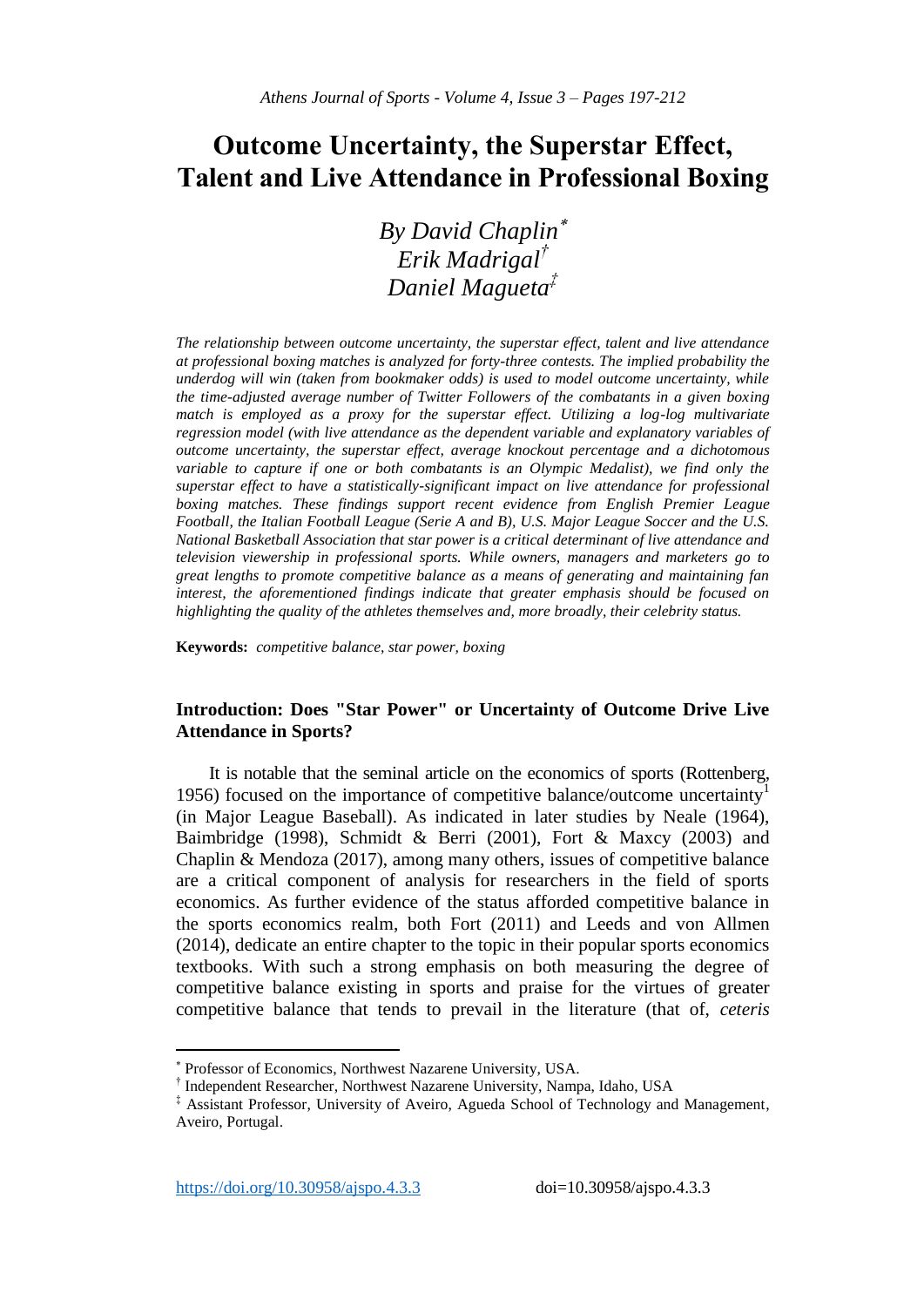# Outcome Uncertainty, the Superstar Effect, Talent and Live Attendance in Professional Boxing

*By David Chaplin*[*]
*Erik Madrigal*[†]
*Daniel Magueta*[‡]

*The relationship between outcome uncertainty, the superstar effect, talent and live attendance at professional boxing matches is analyzed for forty-three contests. The implied probability the underdog will win (taken from bookmaker odds) is used to model outcome uncertainty, while the time-adjusted average number of Twitter Followers of the combatants in a given boxing match is employed as a proxy for the superstar effect. Utilizing a log-log multivariate regression model (with live attendance as the dependent variable and explanatory variables of outcome uncertainty, the superstar effect, average knockout percentage and a dichotomous variable to capture if one or both combatants is an Olympic Medalist), we find only the superstar effect to have a statistically-significant impact on live attendance for professional boxing matches. These findings support recent evidence from English Premier League Football, the Italian Football League (Serie A and B), U.S. Major League Soccer and the U.S. National Basketball Association that star power is a critical determinant of live attendance and television viewership in professional sports. While owners, managers and marketers go to great lengths to promote competitive balance as a means of generating and maintaining fan interest, the aforementioned findings indicate that greater emphasis should be focused on highlighting the quality of the athletes themselves and, more broadly, their celebrity status.*

**Keywords:** *competitive balance, star power, boxing*

## Introduction: Does "Star Power" or Uncertainty of Outcome Drive Live Attendance in Sports?

It is notable that the seminal article on the economics of sports (Rottenberg, 1956) focused on the importance of competitive balance/outcome uncertainty[1] (in Major League Baseball). As indicated in later studies by Neale (1964), Baimbridge (1998), Schmidt & Berri (2001), Fort & Maxcy (2003) and Chaplin & Mendoza (2017), among many others, issues of competitive balance are a critical component of analysis for researchers in the field of sports economics. As further evidence of the status afforded competitive balance in the sports economics realm, both Fort (2011) and Leeds and von Allmen (2014), dedicate an entire chapter to the topic in their popular sports economics textbooks. With such a strong emphasis on both measuring the degree of competitive balance existing in sports and praise for the virtues of greater competitive balance that tends to prevail in the literature (that of, *ceteris*

---

[*] Professor of Economics, Northwest Nazarene University, USA.

[†] Independent Researcher, Northwest Nazarene University, Nampa, Idaho, USA

[‡] Assistant Professor, University of Aveiro, Agueda School of Technology and Management, Aveiro, Portugal.

https://doi.org/10.30958/ajspo.4.3.3 doi=10.30958/ajspo.4.3.3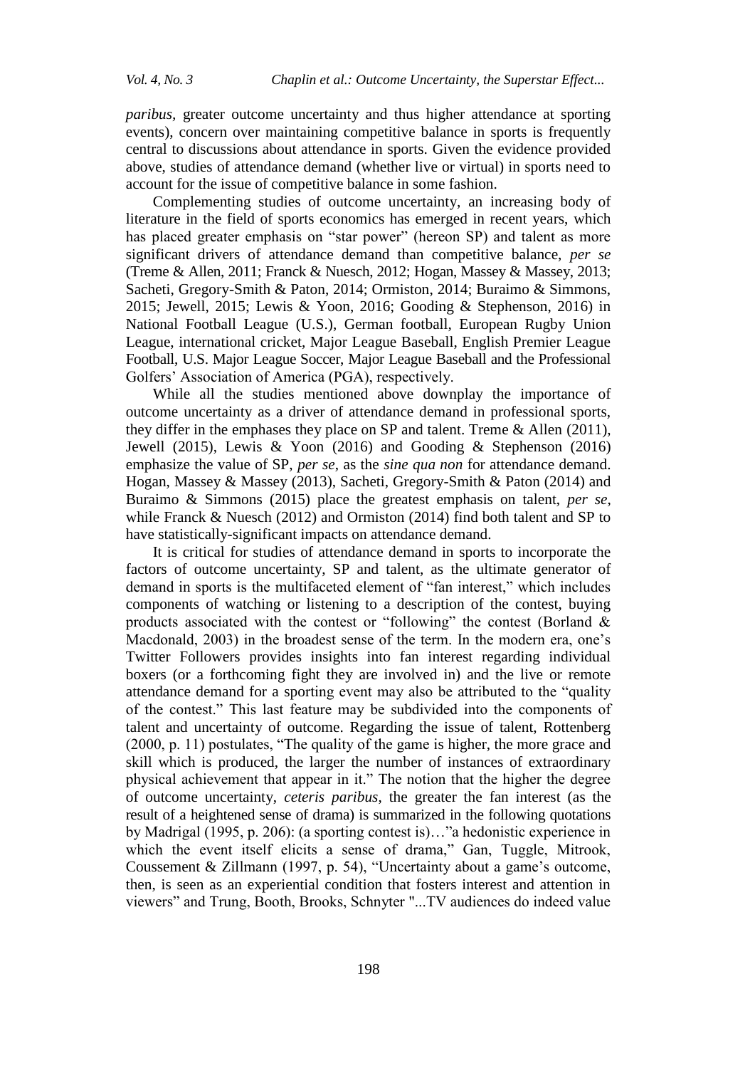*paribus*, greater outcome uncertainty and thus higher attendance at sporting events), concern over maintaining competitive balance in sports is frequently central to discussions about attendance in sports. Given the evidence provided above, studies of attendance demand (whether live or virtual) in sports need to account for the issue of competitive balance in some fashion.

Complementing studies of outcome uncertainty, an increasing body of literature in the field of sports economics has emerged in recent years, which has placed greater emphasis on "star power" (hereon SP) and talent as more significant drivers of attendance demand than competitive balance, *per se* (Treme & Allen, 2011; Franck & Nuesch, 2012; Hogan, Massey & Massey, 2013; Sacheti, Gregory-Smith & Paton, 2014; Ormiston, 2014; Buraimo & Simmons, 2015; Jewell, 2015; Lewis & Yoon, 2016; Gooding & Stephenson, 2016) in National Football League (U.S.), German football, European Rugby Union League, international cricket, Major League Baseball, English Premier League Football, U.S. Major League Soccer, Major League Baseball and the Professional Golfers' Association of America (PGA), respectively.

While all the studies mentioned above downplay the importance of outcome uncertainty as a driver of attendance demand in professional sports, they differ in the emphases they place on SP and talent. Treme & Allen (2011), Jewell (2015), Lewis & Yoon (2016) and Gooding & Stephenson (2016) emphasize the value of SP, *per se*, as the *sine qua non* for attendance demand. Hogan, Massey & Massey (2013), Sacheti, Gregory-Smith & Paton (2014) and Buraimo & Simmons (2015) place the greatest emphasis on talent, *per se*, while Franck & Nuesch (2012) and Ormiston (2014) find both talent and SP to have statistically-significant impacts on attendance demand.

It is critical for studies of attendance demand in sports to incorporate the factors of outcome uncertainty, SP and talent, as the ultimate generator of demand in sports is the multifaceted element of "fan interest," which includes components of watching or listening to a description of the contest, buying products associated with the contest or "following" the contest (Borland & Macdonald, 2003) in the broadest sense of the term. In the modern era, one's Twitter Followers provides insights into fan interest regarding individual boxers (or a forthcoming fight they are involved in) and the live or remote attendance demand for a sporting event may also be attributed to the "quality of the contest." This last feature may be subdivided into the components of talent and uncertainty of outcome. Regarding the issue of talent, Rottenberg (2000, p. 11) postulates, "The quality of the game is higher, the more grace and skill which is produced, the larger the number of instances of extraordinary physical achievement that appear in it." The notion that the higher the degree of outcome uncertainty, *ceteris paribus*, the greater the fan interest (as the result of a heightened sense of drama) is summarized in the following quotations by Madrigal (1995, p. 206): (a sporting contest is)…"a hedonistic experience in which the event itself elicits a sense of drama," Gan, Tuggle, Mitrook, Coussement & Zillmann (1997, p. 54), "Uncertainty about a game's outcome, then, is seen as an experiential condition that fosters interest and attention in viewers" and Trung, Booth, Brooks, Schnyter "...TV audiences do indeed value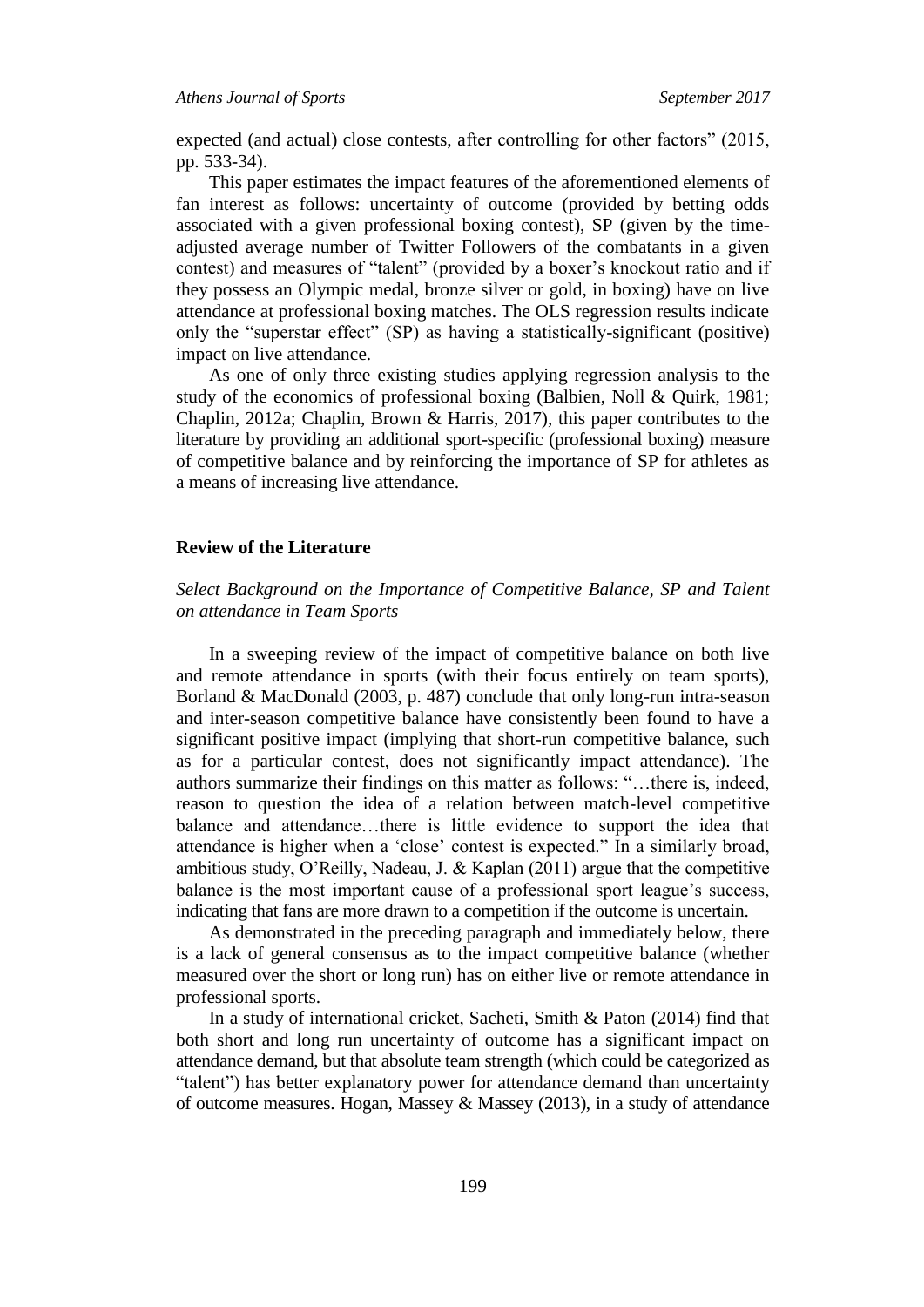expected (and actual) close contests, after controlling for other factors" (2015, pp. 533-34).

This paper estimates the impact features of the aforementioned elements of fan interest as follows: uncertainty of outcome (provided by betting odds associated with a given professional boxing contest), SP (given by the time-adjusted average number of Twitter Followers of the combatants in a given contest) and measures of "talent" (provided by a boxer's knockout ratio and if they possess an Olympic medal, bronze silver or gold, in boxing) have on live attendance at professional boxing matches. The OLS regression results indicate only the "superstar effect" (SP) as having a statistically-significant (positive) impact on live attendance.

As one of only three existing studies applying regression analysis to the study of the economics of professional boxing (Balbien, Noll & Quirk, 1981; Chaplin, 2012a; Chaplin, Brown & Harris, 2017), this paper contributes to the literature by providing an additional sport-specific (professional boxing) measure of competitive balance and by reinforcing the importance of SP for athletes as a means of increasing live attendance.

## Review of the Literature

### *Select Background on the Importance of Competitive Balance, SP and Talent on attendance in Team Sports*

In a sweeping review of the impact of competitive balance on both live and remote attendance in sports (with their focus entirely on team sports), Borland & MacDonald (2003, p. 487) conclude that only long-run intra-season and inter-season competitive balance have consistently been found to have a significant positive impact (implying that short-run competitive balance, such as for a particular contest, does not significantly impact attendance). The authors summarize their findings on this matter as follows: "…there is, indeed, reason to question the idea of a relation between match-level competitive balance and attendance…there is little evidence to support the idea that attendance is higher when a 'close' contest is expected." In a similarly broad, ambitious study, O'Reilly, Nadeau, J. & Kaplan (2011) argue that the competitive balance is the most important cause of a professional sport league's success, indicating that fans are more drawn to a competition if the outcome is uncertain.

As demonstrated in the preceding paragraph and immediately below, there is a lack of general consensus as to the impact competitive balance (whether measured over the short or long run) has on either live or remote attendance in professional sports.

In a study of international cricket, Sacheti, Smith & Paton (2014) find that both short and long run uncertainty of outcome has a significant impact on attendance demand, but that absolute team strength (which could be categorized as "talent") has better explanatory power for attendance demand than uncertainty of outcome measures. Hogan, Massey & Massey (2013), in a study of attendance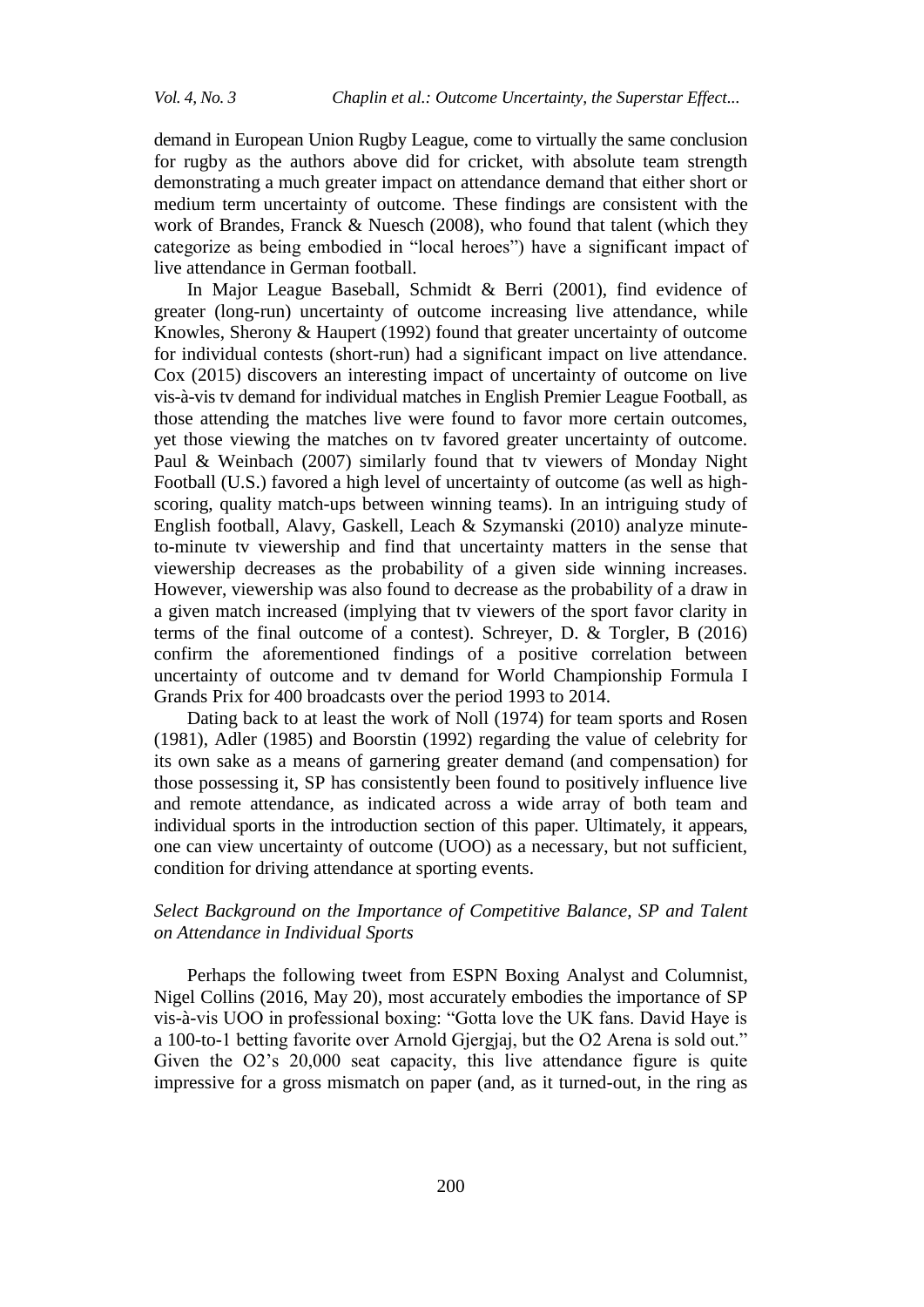demand in European Union Rugby League, come to virtually the same conclusion for rugby as the authors above did for cricket, with absolute team strength demonstrating a much greater impact on attendance demand that either short or medium term uncertainty of outcome. These findings are consistent with the work of Brandes, Franck & Nuesch (2008), who found that talent (which they categorize as being embodied in "local heroes") have a significant impact of live attendance in German football.

In Major League Baseball, Schmidt & Berri (2001), find evidence of greater (long-run) uncertainty of outcome increasing live attendance, while Knowles, Sherony & Haupert (1992) found that greater uncertainty of outcome for individual contests (short-run) had a significant impact on live attendance. Cox (2015) discovers an interesting impact of uncertainty of outcome on live vis-à-vis tv demand for individual matches in English Premier League Football, as those attending the matches live were found to favor more certain outcomes, yet those viewing the matches on tv favored greater uncertainty of outcome. Paul & Weinbach (2007) similarly found that tv viewers of Monday Night Football (U.S.) favored a high level of uncertainty of outcome (as well as high-scoring, quality match-ups between winning teams). In an intriguing study of English football, Alavy, Gaskell, Leach & Szymanski (2010) analyze minute-to-minute tv viewership and find that uncertainty matters in the sense that viewership decreases as the probability of a given side winning increases. However, viewership was also found to decrease as the probability of a draw in a given match increased (implying that tv viewers of the sport favor clarity in terms of the final outcome of a contest). Schreyer, D. & Torgler, B (2016) confirm the aforementioned findings of a positive correlation between uncertainty of outcome and tv demand for World Championship Formula I Grands Prix for 400 broadcasts over the period 1993 to 2014.

Dating back to at least the work of Noll (1974) for team sports and Rosen (1981), Adler (1985) and Boorstin (1992) regarding the value of celebrity for its own sake as a means of garnering greater demand (and compensation) for those possessing it, SP has consistently been found to positively influence live and remote attendance, as indicated across a wide array of both team and individual sports in the introduction section of this paper. Ultimately, it appears, one can view uncertainty of outcome (UOO) as a necessary, but not sufficient, condition for driving attendance at sporting events.

### *Select Background on the Importance of Competitive Balance, SP and Talent on Attendance in Individual Sports*

Perhaps the following tweet from ESPN Boxing Analyst and Columnist, Nigel Collins (2016, May 20), most accurately embodies the importance of SP vis-à-vis UOO in professional boxing: "Gotta love the UK fans. David Haye is a 100-to-1 betting favorite over Arnold Gjergjaj, but the O2 Arena is sold out." Given the O2's 20,000 seat capacity, this live attendance figure is quite impressive for a gross mismatch on paper (and, as it turned-out, in the ring as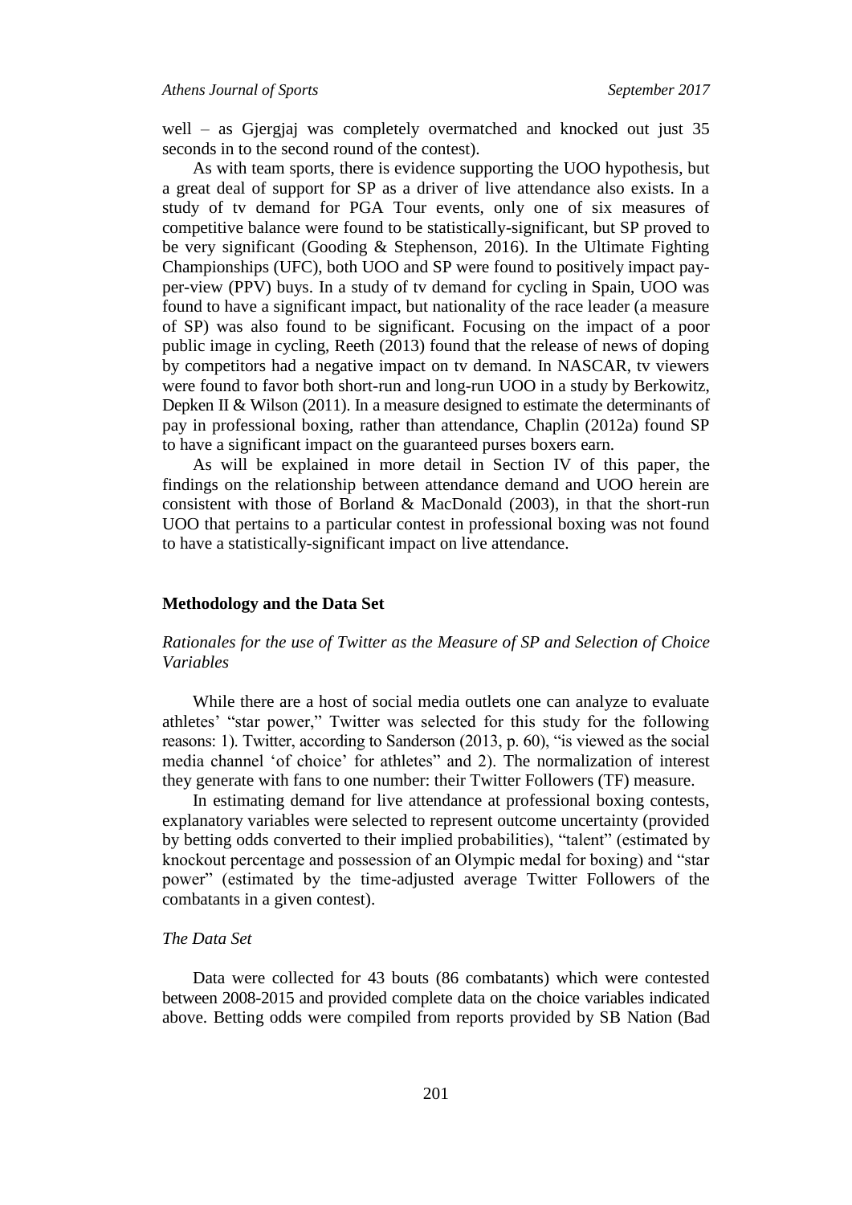well – as Gjergjaj was completely overmatched and knocked out just 35 seconds in to the second round of the contest).

As with team sports, there is evidence supporting the UOO hypothesis, but a great deal of support for SP as a driver of live attendance also exists. In a study of tv demand for PGA Tour events, only one of six measures of competitive balance were found to be statistically-significant, but SP proved to be very significant (Gooding & Stephenson, 2016). In the Ultimate Fighting Championships (UFC), both UOO and SP were found to positively impact pay-per-view (PPV) buys. In a study of tv demand for cycling in Spain, UOO was found to have a significant impact, but nationality of the race leader (a measure of SP) was also found to be significant. Focusing on the impact of a poor public image in cycling, Reeth (2013) found that the release of news of doping by competitors had a negative impact on tv demand. In NASCAR, tv viewers were found to favor both short-run and long-run UOO in a study by Berkowitz, Depken II & Wilson (2011). In a measure designed to estimate the determinants of pay in professional boxing, rather than attendance, Chaplin (2012a) found SP to have a significant impact on the guaranteed purses boxers earn.

As will be explained in more detail in Section IV of this paper, the findings on the relationship between attendance demand and UOO herein are consistent with those of Borland & MacDonald (2003), in that the short-run UOO that pertains to a particular contest in professional boxing was not found to have a statistically-significant impact on live attendance.

## Methodology and the Data Set

### *Rationales for the use of Twitter as the Measure of SP and Selection of Choice Variables*

While there are a host of social media outlets one can analyze to evaluate athletes' "star power," Twitter was selected for this study for the following reasons: 1). Twitter, according to Sanderson (2013, p. 60), "is viewed as the social media channel 'of choice' for athletes" and 2). The normalization of interest they generate with fans to one number: their Twitter Followers (TF) measure.

In estimating demand for live attendance at professional boxing contests, explanatory variables were selected to represent outcome uncertainty (provided by betting odds converted to their implied probabilities), "talent" (estimated by knockout percentage and possession of an Olympic medal for boxing) and "star power" (estimated by the time-adjusted average Twitter Followers of the combatants in a given contest).

### *The Data Set*

Data were collected for 43 bouts (86 combatants) which were contested between 2008-2015 and provided complete data on the choice variables indicated above. Betting odds were compiled from reports provided by SB Nation (Bad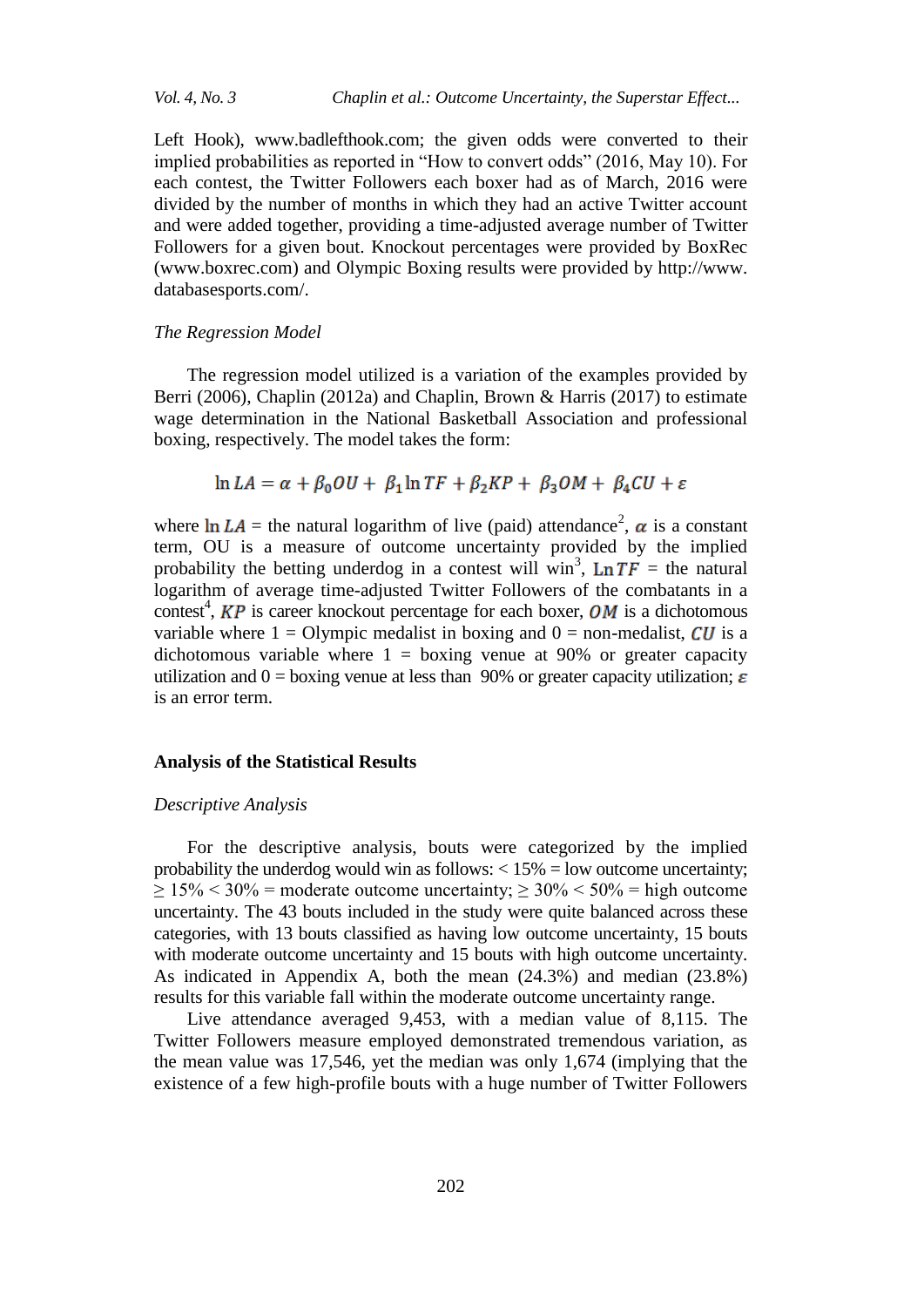Left Hook), www.badlefthook.com; the given odds were converted to their implied probabilities as reported in "How to convert odds" (2016, May 10). For each contest, the Twitter Followers each boxer had as of March, 2016 were divided by the number of months in which they had an active Twitter account and were added together, providing a time-adjusted average number of Twitter Followers for a given bout. Knockout percentages were provided by BoxRec (www.boxrec.com) and Olympic Boxing results were provided by http://www.databasesports.com/.

*The Regression Model*

The regression model utilized is a variation of the examples provided by Berri (2006), Chaplin (2012a) and Chaplin, Brown & Harris (2017) to estimate wage determination in the National Basketball Association and professional boxing, respectively. The model takes the form:

$$\ln LA = \alpha + \beta_0 OU + \beta_1 \ln TF + \beta_2 KP + \beta_3 OM + \beta_4 CU + \varepsilon$$

where $\ln LA$ = the natural logarithm of live (paid) attendance[2], $\alpha$ is a constant term, OU is a measure of outcome uncertainty provided by the implied probability the betting underdog in a contest will win[3], $\text{Ln}\, TF$ = the natural logarithm of average time-adjusted Twitter Followers of the combatants in a contest[4], $KP$ is career knockout percentage for each boxer, $OM$ is a dichotomous variable where 1 = Olympic medalist in boxing and 0 = non-medalist, $CU$ is a dichotomous variable where 1 = boxing venue at 90% or greater capacity utilization and 0 = boxing venue at less than 90% or greater capacity utilization; $\varepsilon$ is an error term.

## Analysis of the Statistical Results

*Descriptive Analysis*

For the descriptive analysis, bouts were categorized by the implied probability the underdog would win as follows: $< 15\%$ = low outcome uncertainty; $\geq 15\% < 30\%$ = moderate outcome uncertainty; $\geq 30\% < 50\%$ = high outcome uncertainty. The 43 bouts included in the study were quite balanced across these categories, with 13 bouts classified as having low outcome uncertainty, 15 bouts with moderate outcome uncertainty and 15 bouts with high outcome uncertainty. As indicated in Appendix A, both the mean (24.3%) and median (23.8%) results for this variable fall within the moderate outcome uncertainty range.

Live attendance averaged 9,453, with a median value of 8,115. The Twitter Followers measure employed demonstrated tremendous variation, as the mean value was 17,546, yet the median was only 1,674 (implying that the existence of a few high-profile bouts with a huge number of Twitter Followers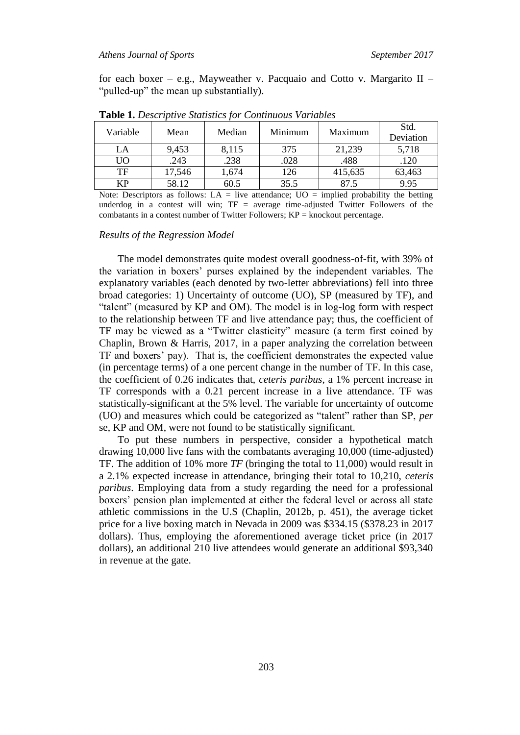for each boxer – e.g., Mayweather v. Pacquaio and Cotto v. Margarito II – "pulled-up" the mean up substantially).

**Table 1.** *Descriptive Statistics for Continuous Variables*

| Variable | Mean | Median | Minimum | Maximum | Std. Deviation |
|---|---|---|---|---|---|
| LA | 9,453 | 8,115 | 375 | 21,239 | 5,718 |
| UO | .243 | .238 | .028 | .488 | .120 |
| TF | 17,546 | 1,674 | 126 | 415,635 | 63,463 |
| KP | 58.12 | 60.5 | 35.5 | 87.5 | 9.95 |

Note: Descriptors as follows: LA = live attendance; UO = implied probability the betting underdog in a contest will win; TF = average time-adjusted Twitter Followers of the combatants in a contest number of Twitter Followers; KP = knockout percentage.

*Results of the Regression Model*

The model demonstrates quite modest overall goodness-of-fit, with 39% of the variation in boxers' purses explained by the independent variables. The explanatory variables (each denoted by two-letter abbreviations) fell into three broad categories: 1) Uncertainty of outcome (UO), SP (measured by TF), and "talent" (measured by KP and OM). The model is in log-log form with respect to the relationship between TF and live attendance pay; thus, the coefficient of TF may be viewed as a "Twitter elasticity" measure (a term first coined by Chaplin, Brown & Harris, 2017, in a paper analyzing the correlation between TF and boxers' pay). That is, the coefficient demonstrates the expected value (in percentage terms) of a one percent change in the number of TF. In this case, the coefficient of 0.26 indicates that, *ceteris paribus*, a 1% percent increase in TF corresponds with a 0.21 percent increase in a live attendance. TF was statistically-significant at the 5% level. The variable for uncertainty of outcome (UO) and measures which could be categorized as "talent" rather than SP, *per* se, KP and OM, were not found to be statistically significant.

To put these numbers in perspective, consider a hypothetical match drawing 10,000 live fans with the combatants averaging 10,000 (time-adjusted) TF. The addition of 10% more *TF* (bringing the total to 11,000) would result in a 2.1% expected increase in attendance, bringing their total to 10,210, *ceteris paribus*. Employing data from a study regarding the need for a professional boxers' pension plan implemented at either the federal level or across all state athletic commissions in the U.S (Chaplin, 2012b, p. 451), the average ticket price for a live boxing match in Nevada in 2009 was \$334.15 (\$378.23 in 2017 dollars). Thus, employing the aforementioned average ticket price (in 2017 dollars), an additional 210 live attendees would generate an additional \$93,340 in revenue at the gate.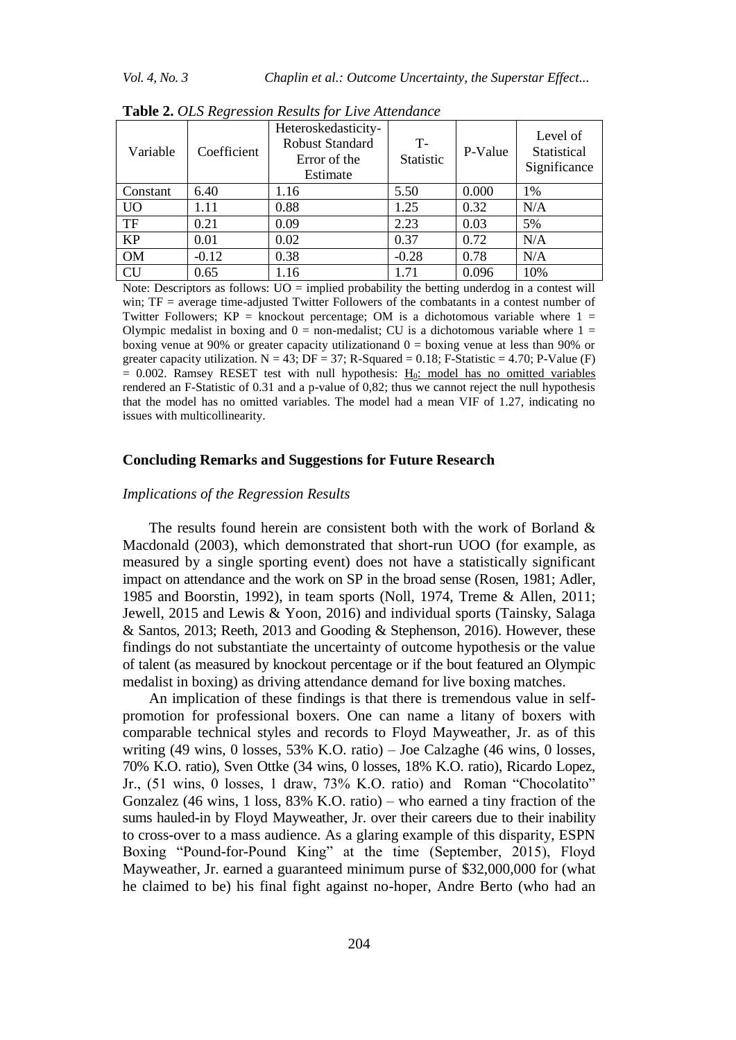**Table 2.** *OLS Regression Results for Live Attendance*

| Variable | Coefficient | Heteroskedasticity-Robust Standard Error of the Estimate | T-Statistic | P-Value | Level of Statistical Significance |
|---|---|---|---|---|---|
| Constant | 6.40 | 1.16 | 5.50 | 0.000 | 1% |
| UO | 1.11 | 0.88 | 1.25 | 0.32 | N/A |
| TF | 0.21 | 0.09 | 2.23 | 0.03 | 5% |
| KP | 0.01 | 0.02 | 0.37 | 0.72 | N/A |
| OM | -0.12 | 0.38 | -0.28 | 0.78 | N/A |
| CU | 0.65 | 1.16 | 1.71 | 0.096 | 10% |

Note: Descriptors as follows: UO = implied probability the betting underdog in a contest will win; TF = average time-adjusted Twitter Followers of the combatants in a contest number of Twitter Followers; KP = knockout percentage; OM is a dichotomous variable where 1 = Olympic medalist in boxing and 0 = non-medalist; CU is a dichotomous variable where 1 = boxing venue at 90% or greater capacity utilizationand 0 = boxing venue at less than 90% or greater capacity utilization. N = 43; DF = 37; R-Squared = 0.18; F-Statistic = 4.70; P-Value (F) = 0.002. Ramsey RESET test with null hypothesis: $H_0$: model has no omitted variables rendered an F-Statistic of 0.31 and a p-value of 0,82; thus we cannot reject the null hypothesis that the model has no omitted variables. The model had a mean VIF of 1.27, indicating no issues with multicollinearity.

## Concluding Remarks and Suggestions for Future Research

### *Implications of the Regression Results*

The results found herein are consistent both with the work of Borland & Macdonald (2003), which demonstrated that short-run UOO (for example, as measured by a single sporting event) does not have a statistically significant impact on attendance and the work on SP in the broad sense (Rosen, 1981; Adler, 1985 and Boorstin, 1992), in team sports (Noll, 1974, Treme & Allen, 2011; Jewell, 2015 and Lewis & Yoon, 2016) and individual sports (Tainsky, Salaga & Santos, 2013; Reeth, 2013 and Gooding & Stephenson, 2016). However, these findings do not substantiate the uncertainty of outcome hypothesis or the value of talent (as measured by knockout percentage or if the bout featured an Olympic medalist in boxing) as driving attendance demand for live boxing matches.

An implication of these findings is that there is tremendous value in self-promotion for professional boxers. One can name a litany of boxers with comparable technical styles and records to Floyd Mayweather, Jr. as of this writing (49 wins, 0 losses, 53% K.O. ratio) – Joe Calzaghe (46 wins, 0 losses, 70% K.O. ratio), Sven Ottke (34 wins, 0 losses, 18% K.O. ratio), Ricardo Lopez, Jr., (51 wins, 0 losses, 1 draw, 73% K.O. ratio) and Roman "Chocolatito" Gonzalez (46 wins, 1 loss, 83% K.O. ratio) – who earned a tiny fraction of the sums hauled-in by Floyd Mayweather, Jr. over their careers due to their inability to cross-over to a mass audience. As a glaring example of this disparity, ESPN Boxing "Pound-for-Pound King" at the time (September, 2015), Floyd Mayweather, Jr. earned a guaranteed minimum purse of $32,000,000 for (what he claimed to be) his final fight against no-hoper, Andre Berto (who had an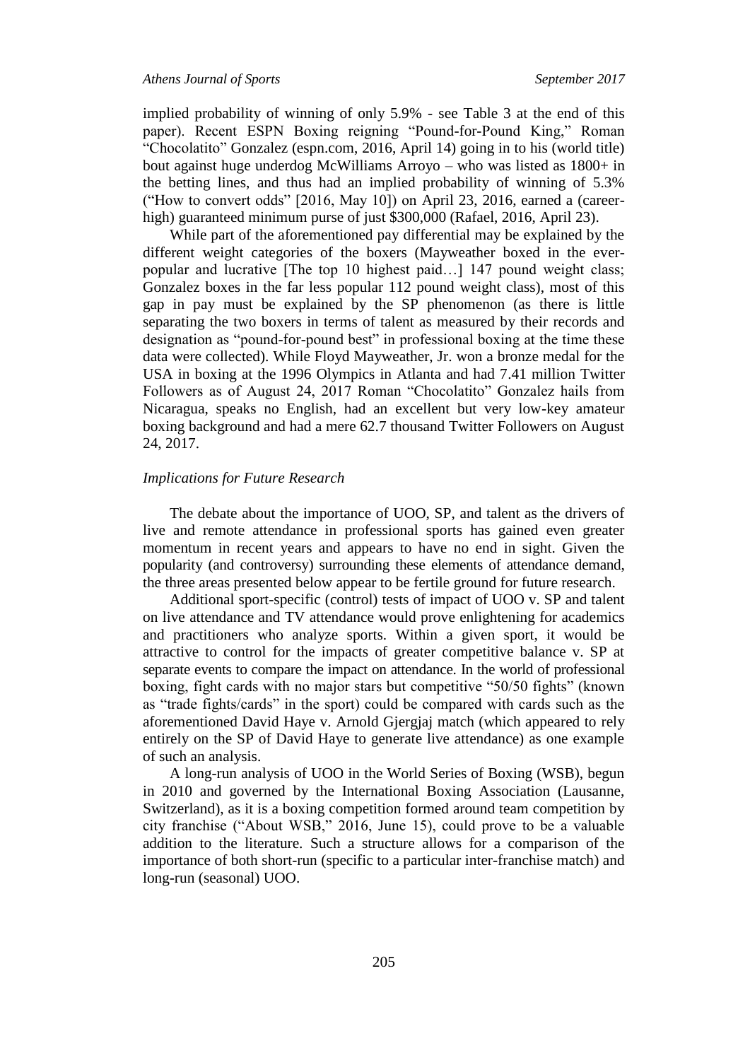implied probability of winning of only 5.9% - see Table 3 at the end of this paper). Recent ESPN Boxing reigning "Pound-for-Pound King," Roman "Chocolatito" Gonzalez (espn.com, 2016, April 14) going in to his (world title) bout against huge underdog McWilliams Arroyo – who was listed as 1800+ in the betting lines, and thus had an implied probability of winning of 5.3% ("How to convert odds" [2016, May 10]) on April 23, 2016, earned a (career-high) guaranteed minimum purse of just $300,000 (Rafael, 2016, April 23).

While part of the aforementioned pay differential may be explained by the different weight categories of the boxers (Mayweather boxed in the ever-popular and lucrative [The top 10 highest paid…] 147 pound weight class; Gonzalez boxes in the far less popular 112 pound weight class), most of this gap in pay must be explained by the SP phenomenon (as there is little separating the two boxers in terms of talent as measured by their records and designation as "pound-for-pound best" in professional boxing at the time these data were collected). While Floyd Mayweather, Jr. won a bronze medal for the USA in boxing at the 1996 Olympics in Atlanta and had 7.41 million Twitter Followers as of August 24, 2017 Roman "Chocolatito" Gonzalez hails from Nicaragua, speaks no English, had an excellent but very low-key amateur boxing background and had a mere 62.7 thousand Twitter Followers on August 24, 2017.

### *Implications for Future Research*

The debate about the importance of UOO, SP, and talent as the drivers of live and remote attendance in professional sports has gained even greater momentum in recent years and appears to have no end in sight. Given the popularity (and controversy) surrounding these elements of attendance demand, the three areas presented below appear to be fertile ground for future research.

Additional sport-specific (control) tests of impact of UOO v. SP and talent on live attendance and TV attendance would prove enlightening for academics and practitioners who analyze sports. Within a given sport, it would be attractive to control for the impacts of greater competitive balance v. SP at separate events to compare the impact on attendance. In the world of professional boxing, fight cards with no major stars but competitive "50/50 fights" (known as "trade fights/cards" in the sport) could be compared with cards such as the aforementioned David Haye v. Arnold Gjergjaj match (which appeared to rely entirely on the SP of David Haye to generate live attendance) as one example of such an analysis.

A long-run analysis of UOO in the World Series of Boxing (WSB), begun in 2010 and governed by the International Boxing Association (Lausanne, Switzerland), as it is a boxing competition formed around team competition by city franchise ("About WSB," 2016, June 15), could prove to be a valuable addition to the literature. Such a structure allows for a comparison of the importance of both short-run (specific to a particular inter-franchise match) and long-run (seasonal) UOO.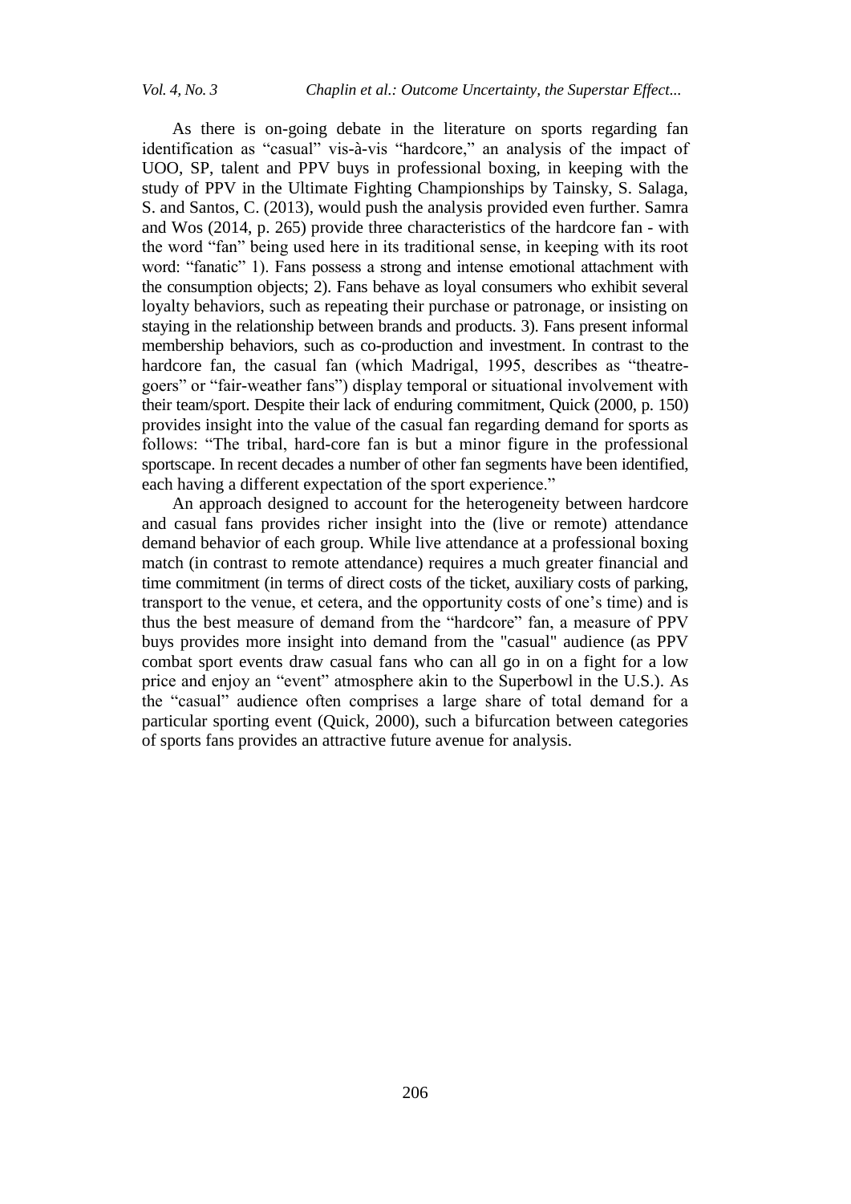As there is on-going debate in the literature on sports regarding fan identification as "casual" vis-à-vis "hardcore," an analysis of the impact of UOO, SP, talent and PPV buys in professional boxing, in keeping with the study of PPV in the Ultimate Fighting Championships by Tainsky, S. Salaga, S. and Santos, C. (2013), would push the analysis provided even further. Samra and Wos (2014, p. 265) provide three characteristics of the hardcore fan - with the word "fan" being used here in its traditional sense, in keeping with its root word: "fanatic" 1). Fans possess a strong and intense emotional attachment with the consumption objects; 2). Fans behave as loyal consumers who exhibit several loyalty behaviors, such as repeating their purchase or patronage, or insisting on staying in the relationship between brands and products. 3). Fans present informal membership behaviors, such as co-production and investment. In contrast to the hardcore fan, the casual fan (which Madrigal, 1995, describes as "theatre-goers" or "fair-weather fans") display temporal or situational involvement with their team/sport. Despite their lack of enduring commitment, Quick (2000, p. 150) provides insight into the value of the casual fan regarding demand for sports as follows: "The tribal, hard-core fan is but a minor figure in the professional sportscape. In recent decades a number of other fan segments have been identified, each having a different expectation of the sport experience."

An approach designed to account for the heterogeneity between hardcore and casual fans provides richer insight into the (live or remote) attendance demand behavior of each group. While live attendance at a professional boxing match (in contrast to remote attendance) requires a much greater financial and time commitment (in terms of direct costs of the ticket, auxiliary costs of parking, transport to the venue, et cetera, and the opportunity costs of one's time) and is thus the best measure of demand from the "hardcore" fan, a measure of PPV buys provides more insight into demand from the "casual" audience (as PPV combat sport events draw casual fans who can all go in on a fight for a low price and enjoy an "event" atmosphere akin to the Superbowl in the U.S.). As the "casual" audience often comprises a large share of total demand for a particular sporting event (Quick, 2000), such a bifurcation between categories of sports fans provides an attractive future avenue for analysis.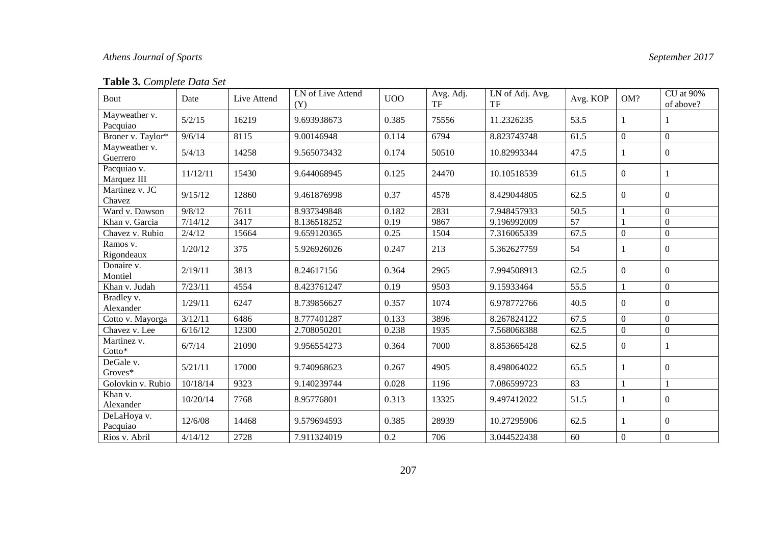**Table 3.** *Complete Data Set*

| Bout | Date | Live Attend | LN of Live Attend (Y) | UOO | Avg. Adj. TF | LN of Adj. Avg. TF | Avg. KOP | OM? | CU at 90% of above? |
|---|---|---|---|---|---|---|---|---|---|
| Mayweather v. Pacquiao | 5/2/15 | 16219 | 9.693938673 | 0.385 | 75556 | 11.2326235 | 53.5 | 1 | 1 |
| Broner v. Taylor* | 9/6/14 | 8115 | 9.00146948 | 0.114 | 6794 | 8.823743748 | 61.5 | 0 | 0 |
| Mayweather v. Guerrero | 5/4/13 | 14258 | 9.565073432 | 0.174 | 50510 | 10.82993344 | 47.5 | 1 | 0 |
| Pacquiao v. Marquez III | 11/12/11 | 15430 | 9.644068945 | 0.125 | 24470 | 10.10518539 | 61.5 | 0 | 1 |
| Martinez v. JC Chavez | 9/15/12 | 12860 | 9.461876998 | 0.37 | 4578 | 8.429044805 | 62.5 | 0 | 0 |
| Ward v. Dawson | 9/8/12 | 7611 | 8.937349848 | 0.182 | 2831 | 7.948457933 | 50.5 | 1 | 0 |
| Khan v. Garcia | 7/14/12 | 3417 | 8.136518252 | 0.19 | 9867 | 9.196992009 | 57 | 1 | 0 |
| Chavez v. Rubio | 2/4/12 | 15664 | 9.659120365 | 0.25 | 1504 | 7.316065339 | 67.5 | 0 | 0 |
| Ramos v. Rigondeaux | 1/20/12 | 375 | 5.926926026 | 0.247 | 213 | 5.362627759 | 54 | 1 | 0 |
| Donaire v. Montiel | 2/19/11 | 3813 | 8.24617156 | 0.364 | 2965 | 7.994508913 | 62.5 | 0 | 0 |
| Khan v. Judah | 7/23/11 | 4554 | 8.423761247 | 0.19 | 9503 | 9.15933464 | 55.5 | 1 | 0 |
| Bradley v. Alexander | 1/29/11 | 6247 | 8.739856627 | 0.357 | 1074 | 6.978772766 | 40.5 | 0 | 0 |
| Cotto v. Mayorga | 3/12/11 | 6486 | 8.777401287 | 0.133 | 3896 | 8.267824122 | 67.5 | 0 | 0 |
| Chavez v. Lee | 6/16/12 | 12300 | 2.708050201 | 0.238 | 1935 | 7.568068388 | 62.5 | 0 | 0 |
| Martinez v. Cotto* | 6/7/14 | 21090 | 9.956554273 | 0.364 | 7000 | 8.853665428 | 62.5 | 0 | 1 |
| DeGale v. Groves* | 5/21/11 | 17000 | 9.740968623 | 0.267 | 4905 | 8.498064022 | 65.5 | 1 | 0 |
| Golovkin v. Rubio | 10/18/14 | 9323 | 9.140239744 | 0.028 | 1196 | 7.086599723 | 83 | 1 | 1 |
| Khan v. Alexander | 10/20/14 | 7768 | 8.95776801 | 0.313 | 13325 | 9.497412022 | 51.5 | 1 | 0 |
| DeLaHoya v. Pacquiao | 12/6/08 | 14468 | 9.579694593 | 0.385 | 28939 | 10.27295906 | 62.5 | 1 | 0 |
| Rios v. Abril | 4/14/12 | 2728 | 7.911324019 | 0.2 | 706 | 3.044522438 | 60 | 0 | 0 |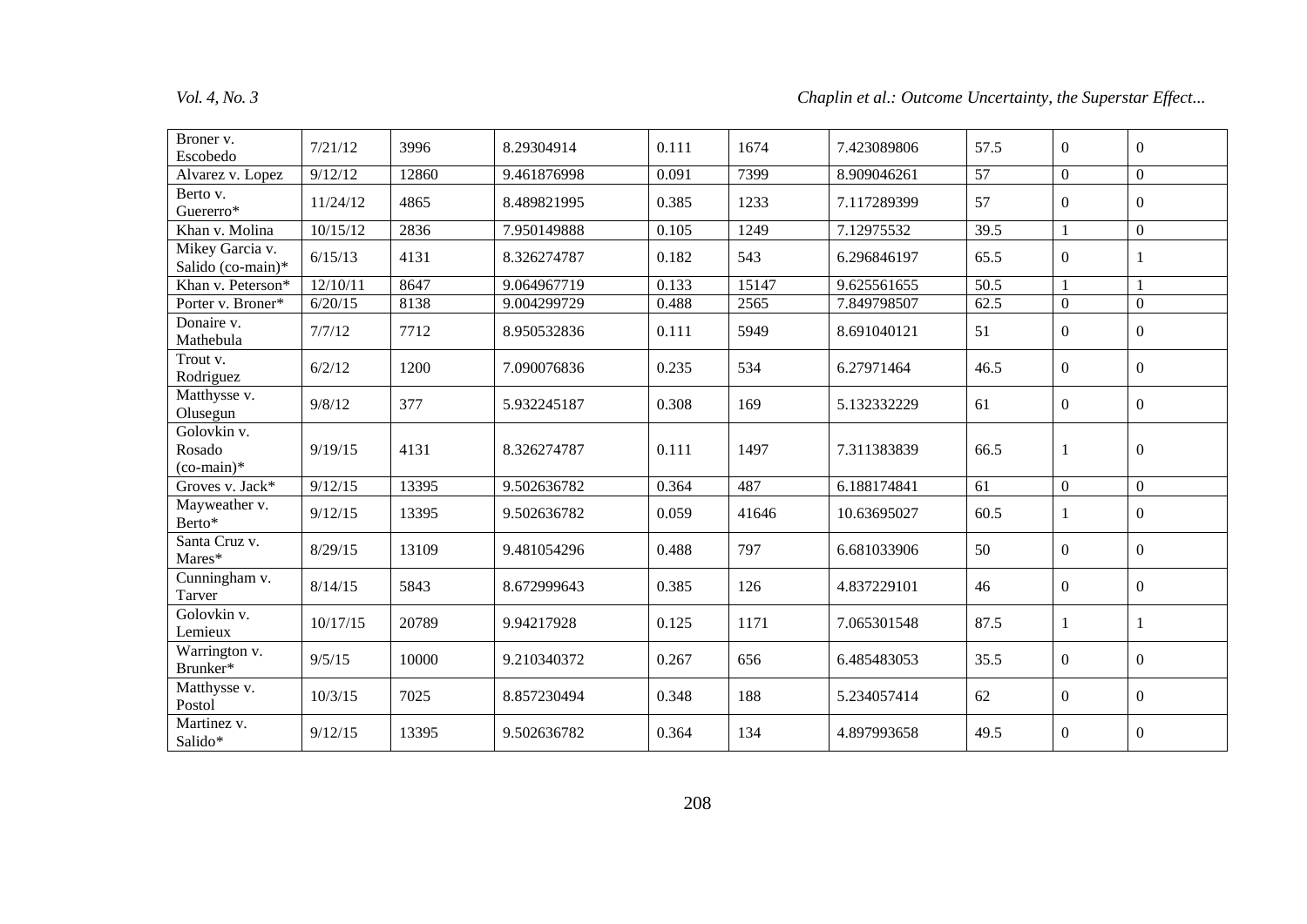| Broner v. Escobedo | 7/21/12 | 3996 | 8.29304914 | 0.111 | 1674 | 7.423089806 | 57.5 | 0 | 0 |
|---|---|---|---|---|---|---|---|---|---|
| Alvarez v. Lopez | 9/12/12 | 12860 | 9.461876998 | 0.091 | 7399 | 8.909046261 | 57 | 0 | 0 |
| Berto v. Guererro* | 11/24/12 | 4865 | 8.489821995 | 0.385 | 1233 | 7.117289399 | 57 | 0 | 0 |
| Khan v. Molina | 10/15/12 | 2836 | 7.950149888 | 0.105 | 1249 | 7.12975532 | 39.5 | 1 | 0 |
| Mikey Garcia v. Salido (co-main)* | 6/15/13 | 4131 | 8.326274787 | 0.182 | 543 | 6.296846197 | 65.5 | 0 | 1 |
| Khan v. Peterson* | 12/10/11 | 8647 | 9.064967719 | 0.133 | 15147 | 9.625561655 | 50.5 | 1 | 1 |
| Porter v. Broner* | 6/20/15 | 8138 | 9.004299729 | 0.488 | 2565 | 7.849798507 | 62.5 | 0 | 0 |
| Donaire v. Mathebula | 7/7/12 | 7712 | 8.950532836 | 0.111 | 5949 | 8.691040121 | 51 | 0 | 0 |
| Trout v. Rodriguez | 6/2/12 | 1200 | 7.090076836 | 0.235 | 534 | 6.27971464 | 46.5 | 0 | 0 |
| Matthysse v. Olusegun | 9/8/12 | 377 | 5.932245187 | 0.308 | 169 | 5.132332229 | 61 | 0 | 0 |
| Golovkin v. Rosado (co-main)* | 9/19/15 | 4131 | 8.326274787 | 0.111 | 1497 | 7.311383839 | 66.5 | 1 | 0 |
| Groves v. Jack* | 9/12/15 | 13395 | 9.502636782 | 0.364 | 487 | 6.188174841 | 61 | 0 | 0 |
| Mayweather v. Berto* | 9/12/15 | 13395 | 9.502636782 | 0.059 | 41646 | 10.63695027 | 60.5 | 1 | 0 |
| Santa Cruz v. Mares* | 8/29/15 | 13109 | 9.481054296 | 0.488 | 797 | 6.681033906 | 50 | 0 | 0 |
| Cunningham v. Tarver | 8/14/15 | 5843 | 8.672999643 | 0.385 | 126 | 4.837229101 | 46 | 0 | 0 |
| Golovkin v. Lemieux | 10/17/15 | 20789 | 9.94217928 | 0.125 | 1171 | 7.065301548 | 87.5 | 1 | 1 |
| Warrington v. Brunker* | 9/5/15 | 10000 | 9.210340372 | 0.267 | 656 | 6.485483053 | 35.5 | 0 | 0 |
| Matthysse v. Postol | 10/3/15 | 7025 | 8.857230494 | 0.348 | 188 | 5.234057414 | 62 | 0 | 0 |
| Martinez v. Salido* | 9/12/15 | 13395 | 9.502636782 | 0.364 | 134 | 4.897993658 | 49.5 | 0 | 0 |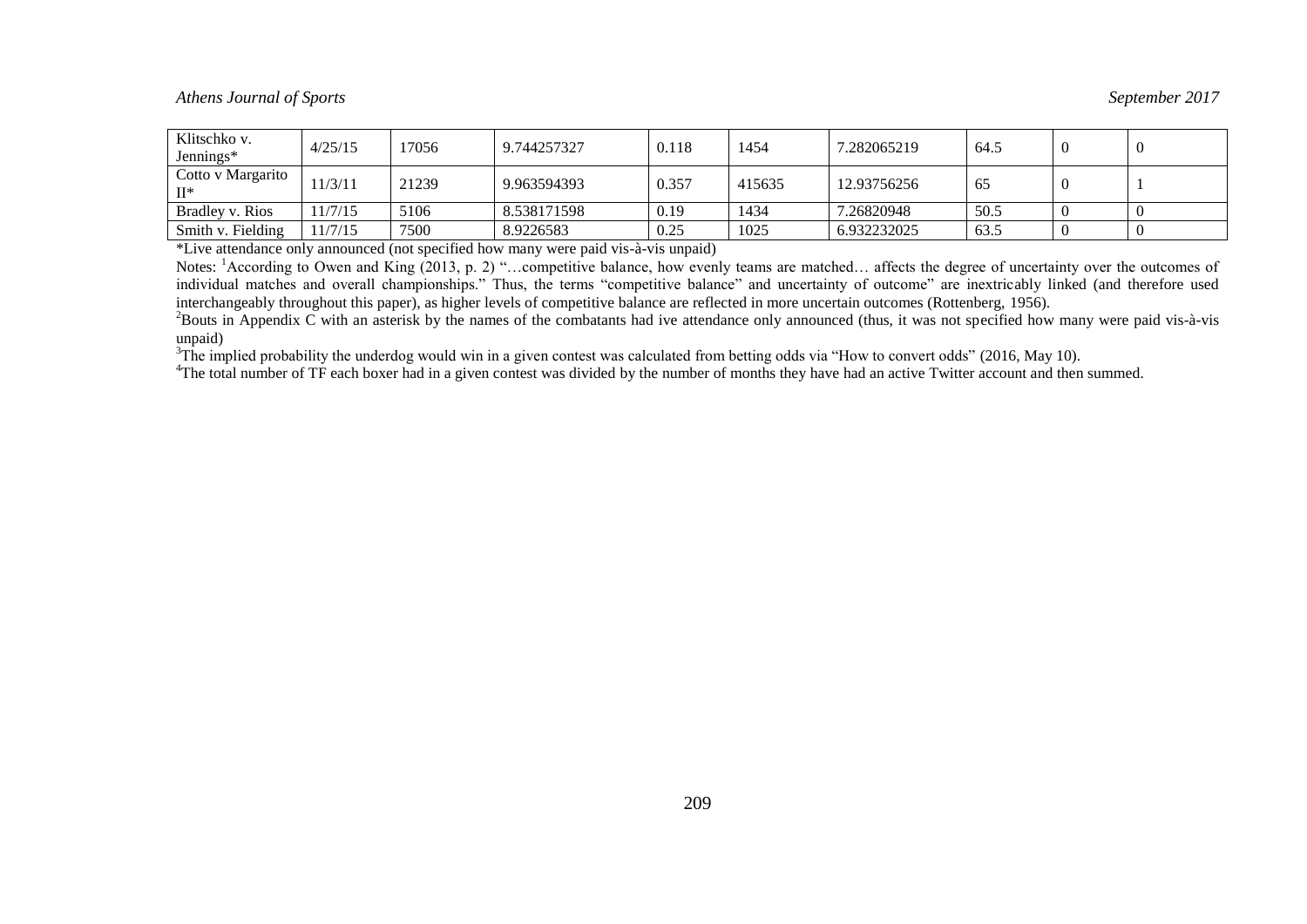| Klitschko v. Jennings* | 4/25/15 | 17056 | 9.744257327 | 0.118 | 1454 | 7.282065219 | 64.5 | 0 | 0 |
|---|---|---|---|---|---|---|---|---|---|
| Cotto v Margarito II* | 11/3/11 | 21239 | 9.963594393 | 0.357 | 415635 | 12.93756256 | 65 | 0 | 1 |
| Bradley v. Rios | 11/7/15 | 5106 | 8.538171598 | 0.19 | 1434 | 7.26820948 | 50.5 | 0 | 0 |
| Smith v. Fielding | 11/7/15 | 7500 | 8.9226583 | 0.25 | 1025 | 6.932232025 | 63.5 | 0 | 0 |

*Live attendance only announced (not specified how many were paid vis-à-vis unpaid)

Notes: [1]According to Owen and King (2013, p. 2) "…competitive balance, how evenly teams are matched… affects the degree of uncertainty over the outcomes of individual matches and overall championships." Thus, the terms "competitive balance" and uncertainty of outcome" are inextricably linked (and therefore used interchangeably throughout this paper), as higher levels of competitive balance are reflected in more uncertain outcomes (Rottenberg, 1956).

[2]Bouts in Appendix C with an asterisk by the names of the combatants had ive attendance only announced (thus, it was not specified how many were paid vis-à-vis unpaid)

[3]The implied probability the underdog would win in a given contest was calculated from betting odds via "How to convert odds" (2016, May 10).

[4]The total number of TF each boxer had in a given contest was divided by the number of months they have had an active Twitter account and then summed.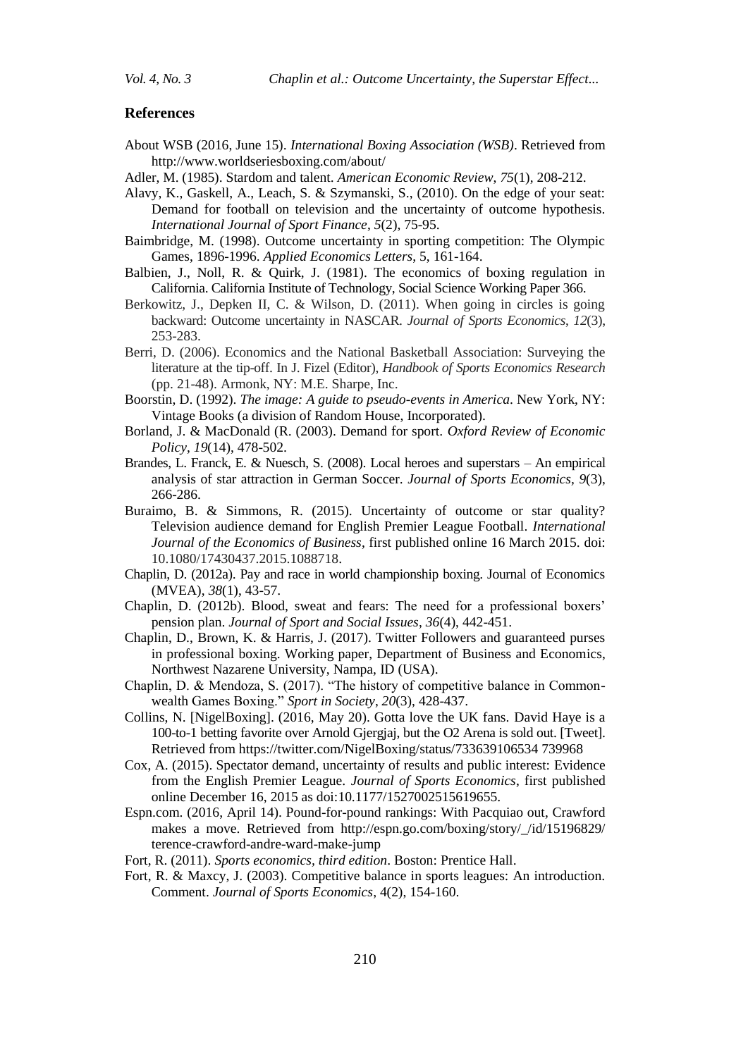## References

About WSB (2016, June 15). *International Boxing Association (WSB)*. Retrieved from http://www.worldseriesboxing.com/about/

Adler, M. (1985). Stardom and talent. *American Economic Review*, *75*(1), 208-212.

Alavy, K., Gaskell, A., Leach, S. & Szymanski, S., (2010). On the edge of your seat: Demand for football on television and the uncertainty of outcome hypothesis. *International Journal of Sport Finance*, *5*(2), 75-95.

Baimbridge, M. (1998). Outcome uncertainty in sporting competition: The Olympic Games, 1896-1996. *Applied Economics Letters*, 5, 161-164.

Balbien, J., Noll, R. & Quirk, J. (1981). The economics of boxing regulation in California. California Institute of Technology, Social Science Working Paper 366.

Berkowitz, J., Depken II, C. & Wilson, D. (2011). When going in circles is going backward: Outcome uncertainty in NASCAR. *Journal of Sports Economics*, *12*(3), 253-283.

Berri, D. (2006). Economics and the National Basketball Association: Surveying the literature at the tip-off. In J. Fizel (Editor), *Handbook of Sports Economics Research* (pp. 21-48). Armonk, NY: M.E. Sharpe, Inc.

Boorstin, D. (1992). *The image: A guide to pseudo-events in America*. New York, NY: Vintage Books (a division of Random House, Incorporated).

Borland, J. & MacDonald (R. (2003). Demand for sport. *Oxford Review of Economic Policy*, *19*(14), 478-502.

Brandes, L. Franck, E. & Nuesch, S. (2008). Local heroes and superstars – An empirical analysis of star attraction in German Soccer. *Journal of Sports Economics, 9*(3), 266-286.

Buraimo, B. & Simmons, R. (2015). Uncertainty of outcome or star quality? Television audience demand for English Premier League Football. *International Journal of the Economics of Business*, first published online 16 March 2015. doi: 10.1080/17430437.2015.1088718.

Chaplin, D. (2012a). Pay and race in world championship boxing. Journal of Economics (MVEA), *38*(1), 43-57.

Chaplin, D. (2012b). Blood, sweat and fears: The need for a professional boxers' pension plan. *Journal of Sport and Social Issues*, *36*(4), 442-451.

Chaplin, D., Brown, K. & Harris, J. (2017). Twitter Followers and guaranteed purses in professional boxing. Working paper, Department of Business and Economics, Northwest Nazarene University, Nampa, ID (USA).

Chaplin, D. & Mendoza, S. (2017). "The history of competitive balance in Commonwealth Games Boxing." *Sport in Society*, *20*(3), 428-437.

Collins, N. [NigelBoxing]. (2016, May 20). Gotta love the UK fans. David Haye is a 100-to-1 betting favorite over Arnold Gjergjaj, but the O2 Arena is sold out. [Tweet]. Retrieved from https://twitter.com/NigelBoxing/status/733639106534 739968

Cox, A. (2015). Spectator demand, uncertainty of results and public interest: Evidence from the English Premier League. *Journal of Sports Economics*, first published online December 16, 2015 as doi:10.1177/1527002515619655.

Espn.com. (2016, April 14). Pound-for-pound rankings: With Pacquiao out, Crawford makes a move. Retrieved from http://espn.go.com/boxing/story/_/id/15196829/ terence-crawford-andre-ward-make-jump

Fort, R. (2011). *Sports economics, third edition*. Boston: Prentice Hall.

Fort, R. & Maxcy, J. (2003). Competitive balance in sports leagues: An introduction. Comment. *Journal of Sports Economics*, 4(2), 154-160.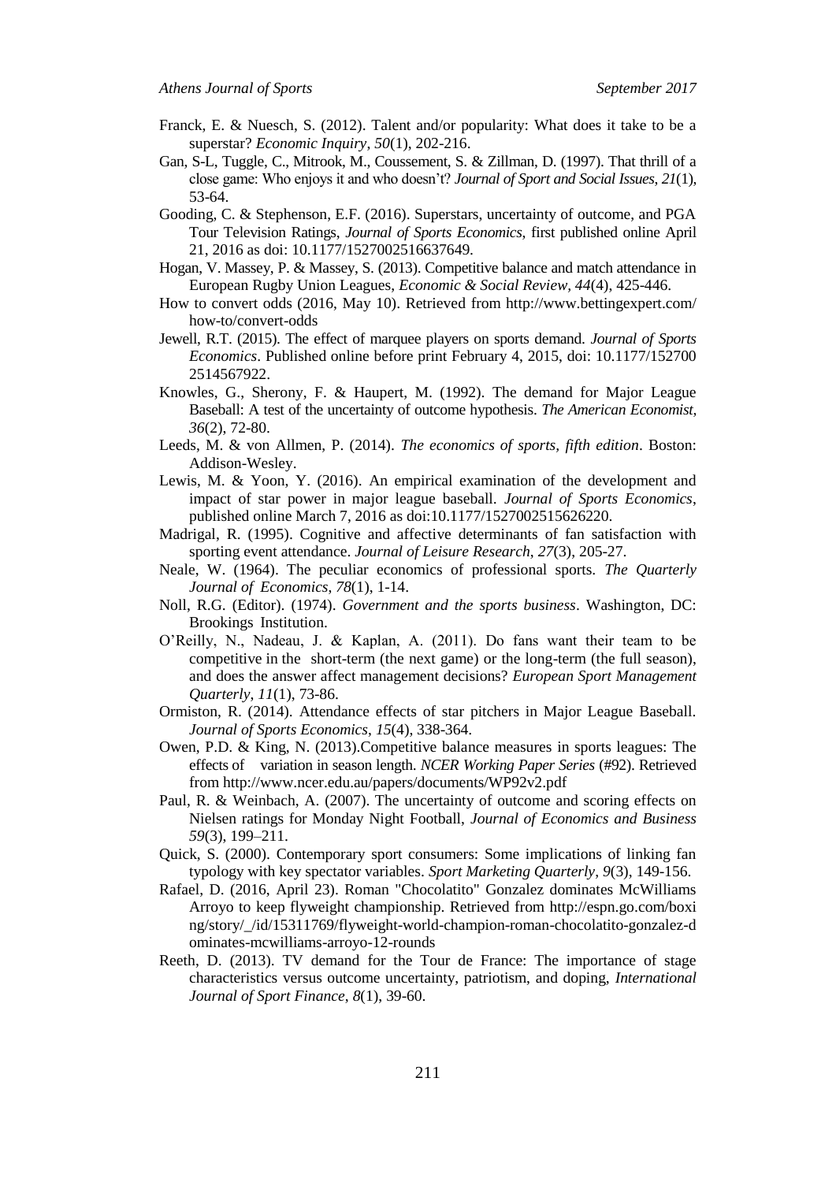Franck, E. & Nuesch, S. (2012). Talent and/or popularity: What does it take to be a superstar? *Economic Inquiry*, *50*(1), 202-216.

Gan, S-L, Tuggle, C., Mitrook, M., Coussement, S. & Zillman, D. (1997). That thrill of a close game: Who enjoys it and who doesn't? *Journal of Sport and Social Issues*, *21*(1), 53-64.

Gooding, C. & Stephenson, E.F. (2016). Superstars, uncertainty of outcome, and PGA Tour Television Ratings, *Journal of Sports Economics*, first published online April 21, 2016 as doi: 10.1177/1527002516637649.

Hogan, V. Massey, P. & Massey, S. (2013). Competitive balance and match attendance in European Rugby Union Leagues, *Economic & Social Review, 44*(4), 425-446.

How to convert odds (2016, May 10). Retrieved from http://www.bettingexpert.com/how-to/convert-odds

Jewell, R.T. (2015). The effect of marquee players on sports demand. *Journal of Sports Economics*. Published online before print February 4, 2015, doi: 10.1177/152700 2514567922.

Knowles, G., Sherony, F. & Haupert, M. (1992). The demand for Major League Baseball: A test of the uncertainty of outcome hypothesis. *The American Economist*, *36*(2), 72-80.

Leeds, M. & von Allmen, P. (2014). *The economics of sports, fifth edition*. Boston: Addison-Wesley.

Lewis, M. & Yoon, Y. (2016). An empirical examination of the development and impact of star power in major league baseball. *Journal of Sports Economics*, published online March 7, 2016 as doi:10.1177/1527002515626220.

Madrigal, R. (1995). Cognitive and affective determinants of fan satisfaction with sporting event attendance. *Journal of Leisure Research*, *27*(3), 205-27.

Neale, W. (1964). The peculiar economics of professional sports. *The Quarterly Journal of Economics*, *78*(1), 1-14.

Noll, R.G. (Editor). (1974). *Government and the sports business*. Washington, DC: Brookings Institution.

O'Reilly, N., Nadeau, J. & Kaplan, A. (2011). Do fans want their team to be competitive in the short-term (the next game) or the long-term (the full season), and does the answer affect management decisions? *European Sport Management Quarterly*, *11*(1), 73-86.

Ormiston, R. (2014). Attendance effects of star pitchers in Major League Baseball. *Journal of Sports Economics*, *15*(4), 338-364.

Owen, P.D. & King, N. (2013).Competitive balance measures in sports leagues: The effects of variation in season length. *NCER Working Paper Series* (#92). Retrieved from http://www.ncer.edu.au/papers/documents/WP92v2.pdf

Paul, R. & Weinbach, A. (2007). The uncertainty of outcome and scoring effects on Nielsen ratings for Monday Night Football, *Journal of Economics and Business 59*(3), 199–211.

Quick, S. (2000). Contemporary sport consumers: Some implications of linking fan typology with key spectator variables. *Sport Marketing Quarterly*, *9*(3), 149-156.

Rafael, D. (2016, April 23). Roman "Chocolatito" Gonzalez dominates McWilliams Arroyo to keep flyweight championship. Retrieved from http://espn.go.com/boxing/story/_/id/15311769/flyweight-world-champion-roman-chocolatito-gonzalez-dominates-mcwilliams-arroyo-12-rounds

Reeth, D. (2013). TV demand for the Tour de France: The importance of stage characteristics versus outcome uncertainty, patriotism, and doping, *International Journal of Sport Finance*, *8*(1), 39-60.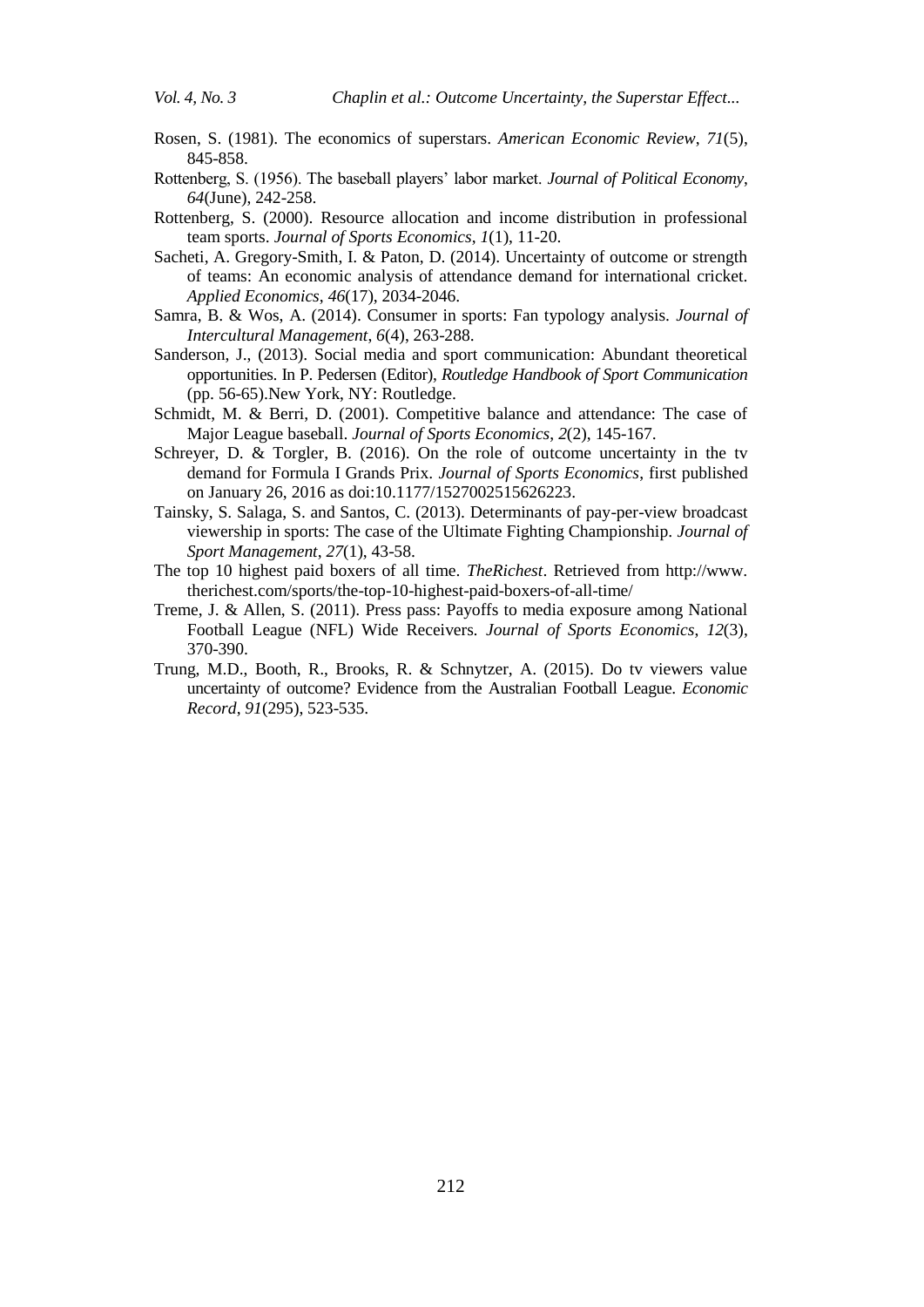Rosen, S. (1981). The economics of superstars. *American Economic Review*, *71*(5), 845-858.

Rottenberg, S. (1956). The baseball players' labor market. *Journal of Political Economy*, *64*(June), 242-258.

Rottenberg, S. (2000). Resource allocation and income distribution in professional team sports. *Journal of Sports Economics*, *1*(1), 11-20.

Sacheti, A. Gregory-Smith, I. & Paton, D. (2014). Uncertainty of outcome or strength of teams: An economic analysis of attendance demand for international cricket. *Applied Economics*, *46*(17), 2034-2046.

Samra, B. & Wos, A. (2014). Consumer in sports: Fan typology analysis. *Journal of Intercultural Management*, *6*(4), 263-288.

Sanderson, J., (2013). Social media and sport communication: Abundant theoretical opportunities. In P. Pedersen (Editor), *Routledge Handbook of Sport Communication* (pp. 56-65).New York, NY: Routledge.

Schmidt, M. & Berri, D. (2001). Competitive balance and attendance: The case of Major League baseball. *Journal of Sports Economics*, *2*(2), 145-167.

Schreyer, D. & Torgler, B. (2016). On the role of outcome uncertainty in the tv demand for Formula I Grands Prix. *Journal of Sports Economics*, first published on January 26, 2016 as doi:10.1177/1527002515626223.

Tainsky, S. Salaga, S. and Santos, C. (2013). Determinants of pay-per-view broadcast viewership in sports: The case of the Ultimate Fighting Championship. *Journal of Sport Management*, *27*(1), 43-58.

The top 10 highest paid boxers of all time. *TheRichest*. Retrieved from http://www.therichest.com/sports/the-top-10-highest-paid-boxers-of-all-time/

Treme, J. & Allen, S. (2011). Press pass: Payoffs to media exposure among National Football League (NFL) Wide Receivers. *Journal of Sports Economics*, *12*(3), 370-390.

Trung, M.D., Booth, R., Brooks, R. & Schnytzer, A. (2015). Do tv viewers value uncertainty of outcome? Evidence from the Australian Football League. *Economic Record*, *91*(295), 523-535.